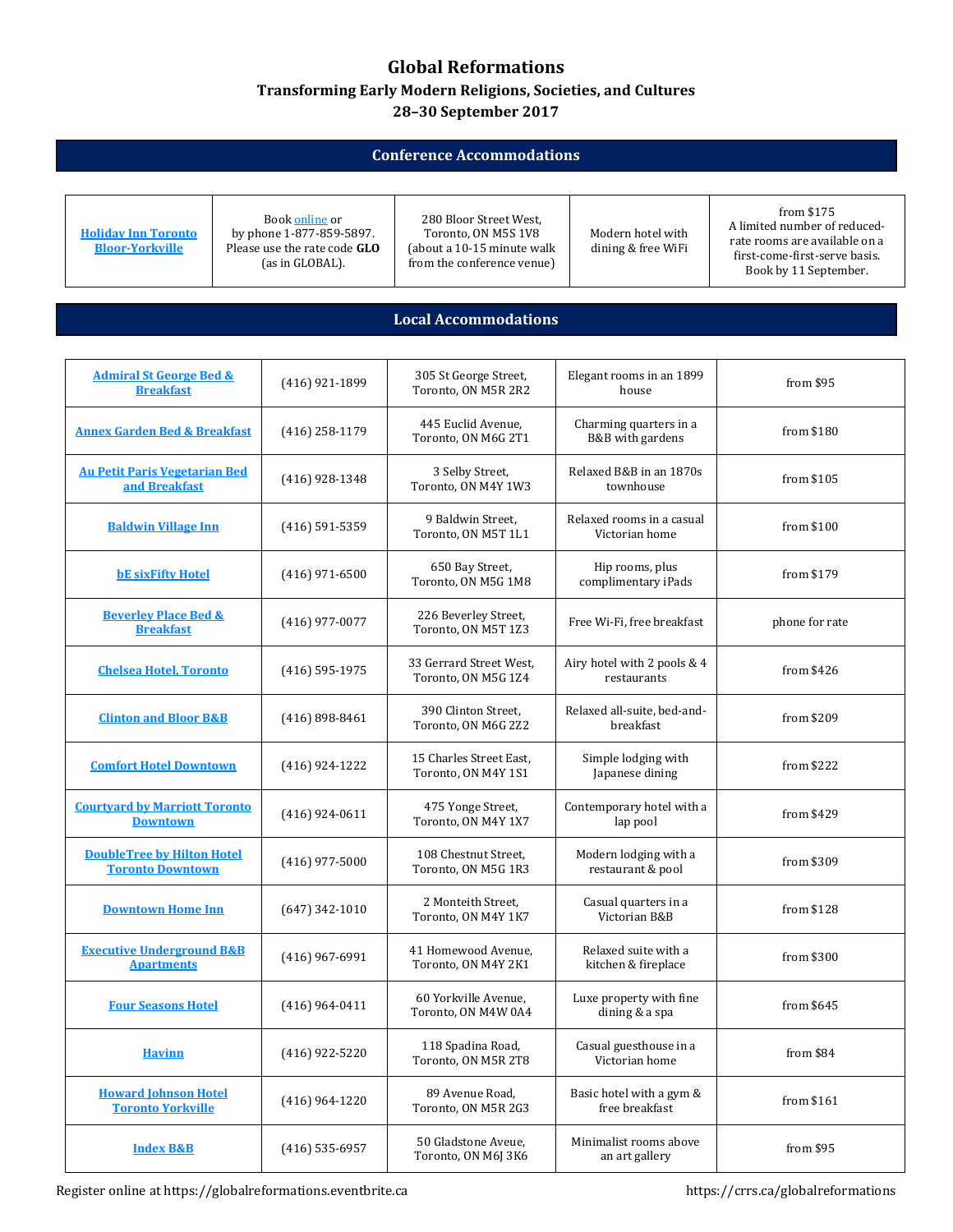# Global Reformations

## Transforming Early Modern Religions, Societies, and Cultures

## 28–30 September 2017

### Conference Accommodations

| | | | | |
|---|---|---|---|---|
| Holiday Inn Toronto Bloor-Yorkville | Book online or by phone 1-877-859-5897. Please use the rate code **GLO** (as in GLOBAL). | 280 Bloor Street West, Toronto, ON M5S 1V8 (about a 10-15 minute walk from the conference venue) | Modern hotel with dining & free WiFi | from $175 A limited number of reduced-rate rooms are available on a first-come-first-serve basis. Book by 11 September. |

### Local Accommodations

| | | | | |
|---|---|---|---|---|
| Admiral St George Bed & Breakfast | (416) 921-1899 | 305 St George Street, Toronto, ON M5R 2R2 | Elegant rooms in an 1899 house | from $95 |
| Annex Garden Bed & Breakfast | (416) 258-1179 | 445 Euclid Avenue, Toronto, ON M6G 2T1 | Charming quarters in a B&B with gardens | from $180 |
| Au Petit Paris Vegetarian Bed and Breakfast | (416) 928-1348 | 3 Selby Street, Toronto, ON M4Y 1W3 | Relaxed B&B in an 1870s townhouse | from $105 |
| Baldwin Village Inn | (416) 591-5359 | 9 Baldwin Street, Toronto, ON M5T 1L1 | Relaxed rooms in a casual Victorian home | from $100 |
| bE sixFifty Hotel | (416) 971-6500 | 650 Bay Street, Toronto, ON M5G 1M8 | Hip rooms, plus complimentary iPads | from $179 |
| Beverley Place Bed & Breakfast | (416) 977-0077 | 226 Beverley Street, Toronto, ON M5T 1Z3 | Free Wi-Fi, free breakfast | phone for rate |
| Chelsea Hotel, Toronto | (416) 595-1975 | 33 Gerrard Street West, Toronto, ON M5G 1Z4 | Airy hotel with 2 pools & 4 restaurants | from $426 |
| Clinton and Bloor B&B | (416) 898-8461 | 390 Clinton Street, Toronto, ON M6G 2Z2 | Relaxed all-suite, bed-and-breakfast | from $209 |
| Comfort Hotel Downtown | (416) 924-1222 | 15 Charles Street East, Toronto, ON M4Y 1S1 | Simple lodging with Japanese dining | from $222 |
| Courtyard by Marriott Toronto Downtown | (416) 924-0611 | 475 Yonge Street, Toronto, ON M4Y 1X7 | Contemporary hotel with a lap pool | from $429 |
| DoubleTree by Hilton Hotel Toronto Downtown | (416) 977-5000 | 108 Chestnut Street, Toronto, ON M5G 1R3 | Modern lodging with a restaurant & pool | from $309 |
| Downtown Home Inn | (647) 342-1010 | 2 Monteith Street, Toronto, ON M4Y 1K7 | Casual quarters in a Victorian B&B | from $128 |
| Executive Underground B&B Apartments | (416) 967-6991 | 41 Homewood Avenue, Toronto, ON M4Y 2K1 | Relaxed suite with a kitchen & fireplace | from $300 |
| Four Seasons Hotel | (416) 964-0411 | 60 Yorkville Avenue, Toronto, ON M4W 0A4 | Luxe property with fine dining & a spa | from $645 |
| Havinn | (416) 922-5220 | 118 Spadina Road, Toronto, ON M5R 2T8 | Casual guesthouse in a Victorian home | from $84 |
| Howard Johnson Hotel Toronto Yorkville | (416) 964-1220 | 89 Avenue Road, Toronto, ON M5R 2G3 | Basic hotel with a gym & free breakfast | from $161 |
| Index B&B | (416) 535-6957 | 50 Gladstone Aveue, Toronto, ON M6J 3K6 | Minimalist rooms above an art gallery | from $95 |

Register online at https://globalreformations.eventbrite.ca

https://crrs.ca/globalreformations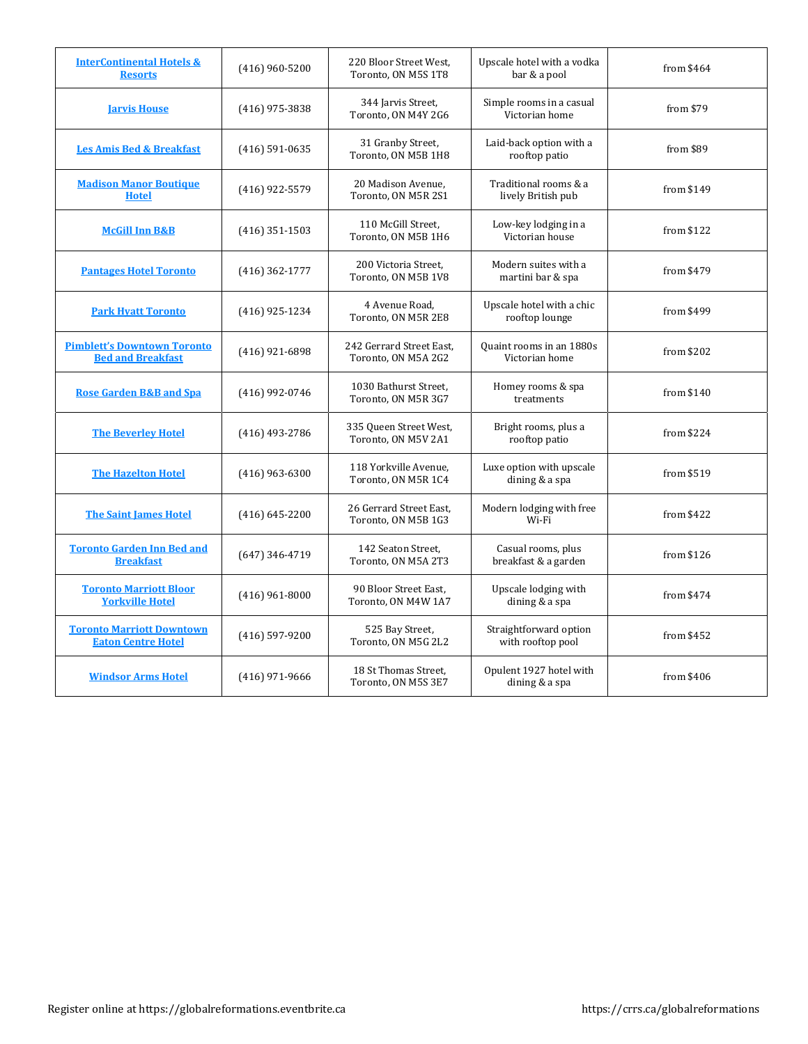| | | | | |
|---|---|---|---|---|
| **InterContinental Hotels & Resorts** | (416) 960-5200 | 220 Bloor Street West, Toronto, ON M5S 1T8 | Upscale hotel with a vodka bar & a pool | from $464 |
| **Jarvis House** | (416) 975-3838 | 344 Jarvis Street, Toronto, ON M4Y 2G6 | Simple rooms in a casual Victorian home | from $79 |
| **Les Amis Bed & Breakfast** | (416) 591-0635 | 31 Granby Street, Toronto, ON M5B 1H8 | Laid-back option with a rooftop patio | from $89 |
| **Madison Manor Boutique Hotel** | (416) 922-5579 | 20 Madison Avenue, Toronto, ON M5R 2S1 | Traditional rooms & a lively British pub | from $149 |
| **McGill Inn B&B** | (416) 351-1503 | 110 McGill Street, Toronto, ON M5B 1H6 | Low-key lodging in a Victorian house | from $122 |
| **Pantages Hotel Toronto** | (416) 362-1777 | 200 Victoria Street, Toronto, ON M5B 1V8 | Modern suites with a martini bar & spa | from $479 |
| **Park Hyatt Toronto** | (416) 925-1234 | 4 Avenue Road, Toronto, ON M5R 2E8 | Upscale hotel with a chic rooftop lounge | from $499 |
| **Pimblett's Downtown Toronto Bed and Breakfast** | (416) 921-6898 | 242 Gerrard Street East, Toronto, ON M5A 2G2 | Quaint rooms in an 1880s Victorian home | from $202 |
| **Rose Garden B&B and Spa** | (416) 992-0746 | 1030 Bathurst Street, Toronto, ON M5R 3G7 | Homey rooms & spa treatments | from $140 |
| **The Beverley Hotel** | (416) 493-2786 | 335 Queen Street West, Toronto, ON M5V 2A1 | Bright rooms, plus a rooftop patio | from $224 |
| **The Hazelton Hotel** | (416) 963-6300 | 118 Yorkville Avenue, Toronto, ON M5R 1C4 | Luxe option with upscale dining & a spa | from $519 |
| **The Saint James Hotel** | (416) 645-2200 | 26 Gerrard Street East, Toronto, ON M5B 1G3 | Modern lodging with free Wi-Fi | from $422 |
| **Toronto Garden Inn Bed and Breakfast** | (647) 346-4719 | 142 Seaton Street, Toronto, ON M5A 2T3 | Casual rooms, plus breakfast & a garden | from $126 |
| **Toronto Marriott Bloor Yorkville Hotel** | (416) 961-8000 | 90 Bloor Street East, Toronto, ON M4W 1A7 | Upscale lodging with dining & a spa | from $474 |
| **Toronto Marriott Downtown Eaton Centre Hotel** | (416) 597-9200 | 525 Bay Street, Toronto, ON M5G 2L2 | Straightforward option with rooftop pool | from $452 |
| **Windsor Arms Hotel** | (416) 971-9666 | 18 St Thomas Street, Toronto, ON M5S 3E7 | Opulent 1927 hotel with dining & a spa | from $406 |

Register online at https://globalreformations.eventbrite.ca https://crrs.ca/globalreformations